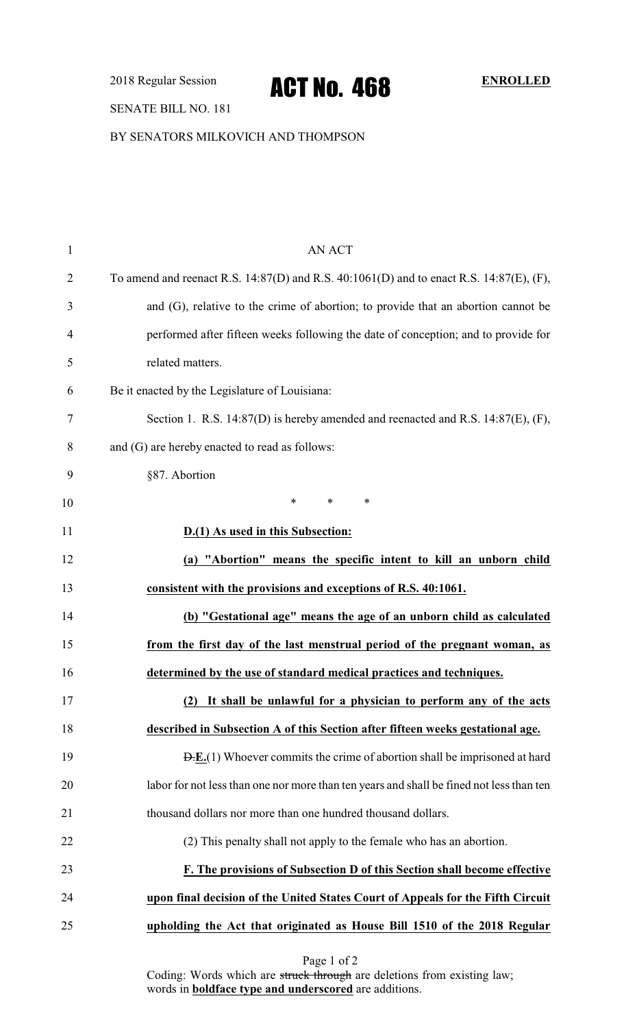2018 Regular Session

# ACT No. 468

**ENROLLED**

SENATE BILL NO. 181

BY SENATORS MILKOVICH AND THOMPSON

AN ACT

To amend and reenact R.S. 14:87(D) and R.S. 40:1061(D) and to enact R.S. 14:87(E), (F), and (G), relative to the crime of abortion; to provide that an abortion cannot be performed after fifteen weeks following the date of conception; and to provide for related matters.

Be it enacted by the Legislature of Louisiana:

Section 1. R.S. 14:87(D) is hereby amended and reenacted and R.S. 14:87(E), (F), and (G) are hereby enacted to read as follows:

§87. Abortion

\* \* \*

**D.(1) As used in this Subsection:**

**(a) "Abortion" means the specific intent to kill an unborn child consistent with the provisions and exceptions of R.S. 40:1061.**

**(b) "Gestational age" means the age of an unborn child as calculated from the first day of the last menstrual period of the pregnant woman, as determined by the use of standard medical practices and techniques.**

**(2) It shall be unlawful for a physician to perform any of the acts described in Subsection A of this Section after fifteen weeks gestational age.**

~~D.~~**E.**(1) Whoever commits the crime of abortion shall be imprisoned at hard labor for not less than one nor more than ten years and shall be fined not less than ten thousand dollars nor more than one hundred thousand dollars.

(2) This penalty shall not apply to the female who has an abortion.

**F. The provisions of Subsection D of this Section shall become effective upon final decision of the United States Court of Appeals for the Fifth Circuit upholding the Act that originated as House Bill 1510 of the 2018 Regular**

Coding: Words which are ~~struck through~~ are deletions from existing law; words in **boldface type and underscored** are additions.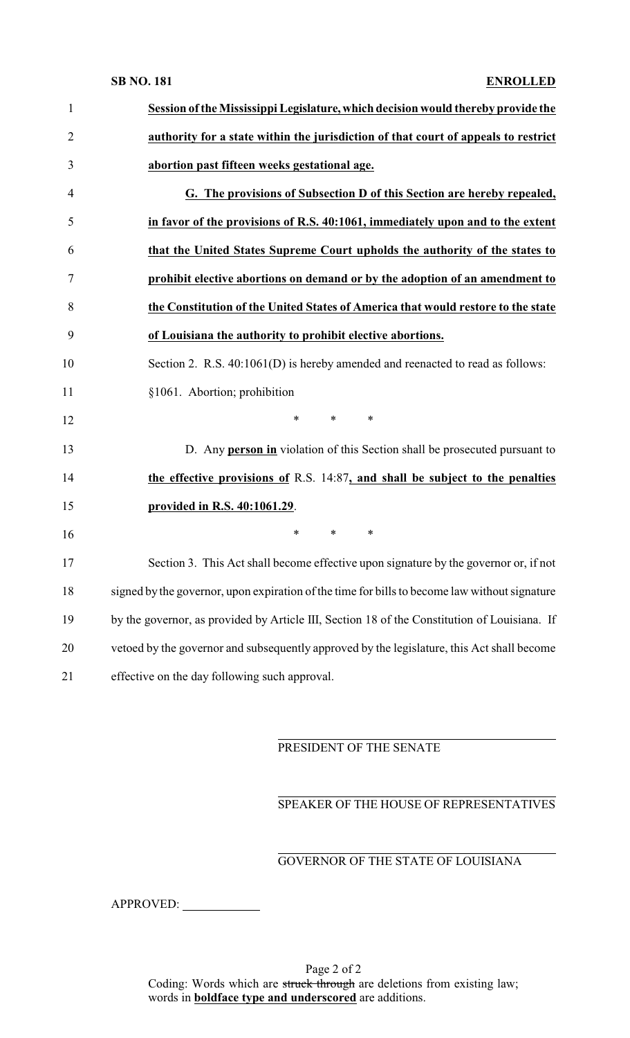**Session of the Mississippi Legislature, which decision would thereby provide the authority for a state within the jurisdiction of that court of appeals to restrict abortion past fifteen weeks gestational age.**

**G. The provisions of Subsection D of this Section are hereby repealed, in favor of the provisions of R.S. 40:1061, immediately upon and to the extent that the United States Supreme Court upholds the authority of the states to prohibit elective abortions on demand or by the adoption of an amendment to the Constitution of the United States of America that would restore to the state of Louisiana the authority to prohibit elective abortions.**

Section 2. R.S. 40:1061(D) is hereby amended and reenacted to read as follows:

§1061. Abortion; prohibition

\* \* \*

D. Any **person in** violation of this Section shall be prosecuted pursuant to **the effective provisions of** R.S. 14:87**, and shall be subject to the penalties provided in R.S. 40:1061.29**.

\* \* \*

Section 3. This Act shall become effective upon signature by the governor or, if not signed by the governor, upon expiration of the time for bills to become law without signature by the governor, as provided by Article III, Section 18 of the Constitution of Louisiana. If vetoed by the governor and subsequently approved by the legislature, this Act shall become effective on the day following such approval.

PRESIDENT OF THE SENATE

SPEAKER OF THE HOUSE OF REPRESENTATIVES

GOVERNOR OF THE STATE OF LOUISIANA

APPROVED: \_\_\_\_\_\_\_\_\_\_\_\_

Coding: Words which are ~~struck through~~ are deletions from existing law; words in **boldface type and underscored** are additions.